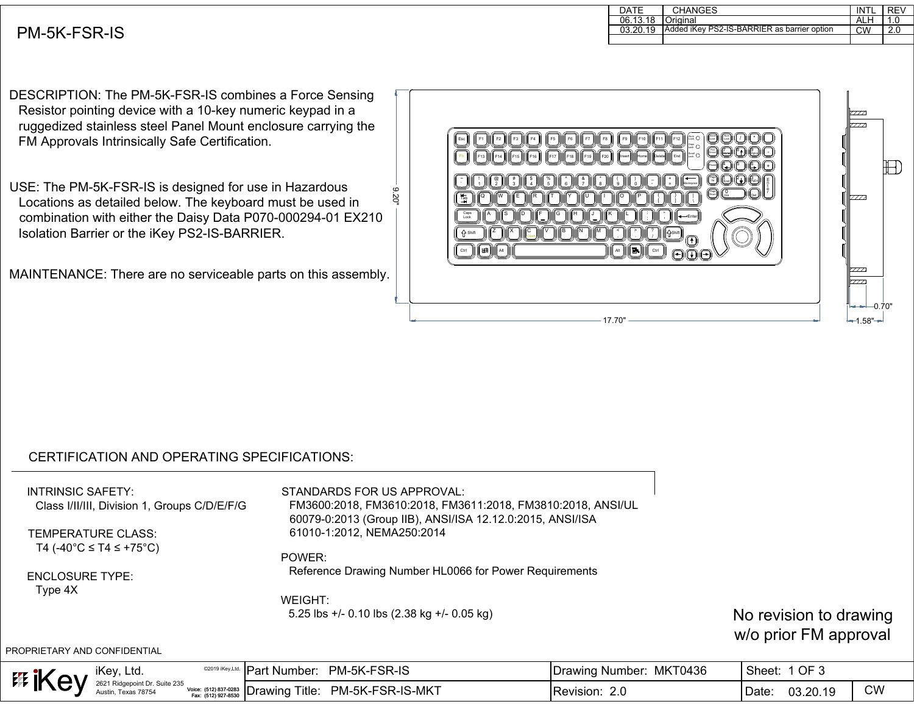# PM-5K-FSR-IS

| DATE | CHANGES | INTL | REV |
| --- | --- | --- | --- |
| 06.13.18 | Original | ALH | 1.0 |
| 03.20.19 | Added iKey PS2-IS-BARRIER as barrier option | CW | 2.0 |
| | | | |

DESCRIPTION: The PM-5K-FSR-IS combines a Force Sensing Resistor pointing device with a 10-key numeric keypad in a ruggedized stainless steel Panel Mount enclosure carrying the FM Approvals Intrinsically Safe Certification.

USE: The PM-5K-FSR-IS is designed for use in Hazardous Locations as detailed below. The keyboard must be used in combination with either the Daisy Data P070-000294-01 EX210 Isolation Barrier or the iKey PS2-IS-BARRIER.

MAINTENANCE: There are no serviceable parts on this assembly.

9.20"

17.70"

0.70"

1.58"

## CERTIFICATION AND OPERATING SPECIFICATIONS:

INTRINSIC SAFETY:
Class I/II/III, Division 1, Groups C/D/E/F/G

TEMPERATURE CLASS:
T4 (-40°C ≤ T4 ≤ +75°C)

ENCLOSURE TYPE:
Type 4X

STANDARDS FOR US APPROVAL:
FM3600:2018, FM3610:2018, FM3611:2018, FM3810:2018, ANSI/UL 60079-0:2013 (Group IIB), ANSI/ISA 12.12.0:2015, ANSI/ISA 61010-1:2012, NEMA250:2014

POWER:
Reference Drawing Number HL0066 for Power Requirements

WEIGHT:
5.25 lbs +/- 0.10 lbs (2.38 kg +/- 0.05 kg)

No revision to drawing w/o prior FM approval

PROPRIETARY AND CONFIDENTIAL

| iKey, Ltd. 2621 Ridgepoint Dr. Suite 235 Austin, Texas 78754 ©2019 iKey,Ltd. Voice: (512) 837-0283 Fax: (512) 927-8530 | Part Number: PM-5K-FSR-IS | Drawing Number: MKT0436 | Sheet: 1 OF 3 | |
| --- | --- | --- | --- | --- |
| | Drawing Title: PM-5K-FSR-IS-MKT | Revision: 2.0 | Date: 03.20.19 | CW |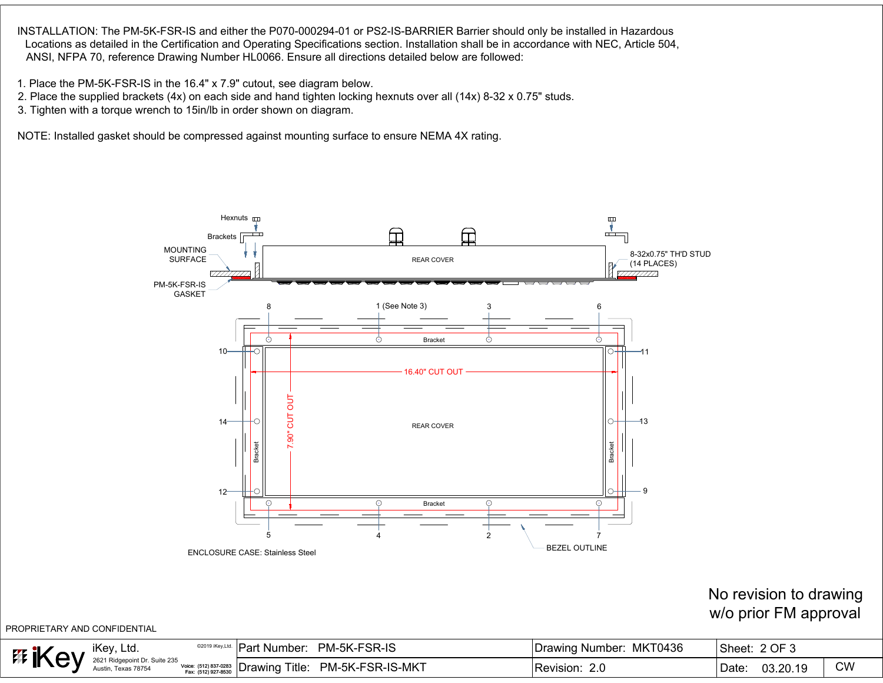INSTALLATION: The PM-5K-FSR-IS and either the P070-000294-01 or PS2-IS-BARRIER Barrier should only be installed in Hazardous Locations as detailed in the Certification and Operating Specifications section. Installation shall be in accordance with NEC, Article 504, ANSI, NFPA 70, reference Drawing Number HL0066. Ensure all directions detailed below are followed:

1. Place the PM-5K-FSR-IS in the 16.4" x 7.9" cutout, see diagram below.
2. Place the supplied brackets (4x) on each side and hand tighten locking hexnuts over all (14x) 8-32 x 0.75" studs.
3. Tighten with a torque wrench to 15in/lb in order shown on diagram.

NOTE: Installed gasket should be compressed against mounting surface to ensure NEMA 4X rating.

Hexnuts
Brackets
MOUNTING SURFACE
PM-5K-FSR-IS GASKET
REAR COVER
8-32x0.75" TH'D STUD (14 PLACES)

8 | 1 (See Note 3) | 3 | 6
10 | 11
16.40" CUT OUT
7.90" CUT OUT
REAR COVER
Bracket
14 | 13
12 | 9
5 | 4 | 2 | 7

BEZEL OUTLINE

ENCLOSURE CASE: Stainless Steel

No revision to drawing w/o prior FM approval

PROPRIETARY AND CONFIDENTIAL

| iKey, Ltd. 2621 Ridgepoint Dr. Suite 235 Austin, Texas 78754 ©2019 iKey,Ltd. Voice: (512) 837-0283 Fax: (512) 927-8530 | Part Number: PM-5K-FSR-IS | Drawing Number: MKT0436 | Sheet: 2 OF 3 | |
|---|---|---|---|---|
| | Drawing Title: PM-5K-FSR-IS-MKT | Revision: 2.0 | Date: 03.20.19 | CW |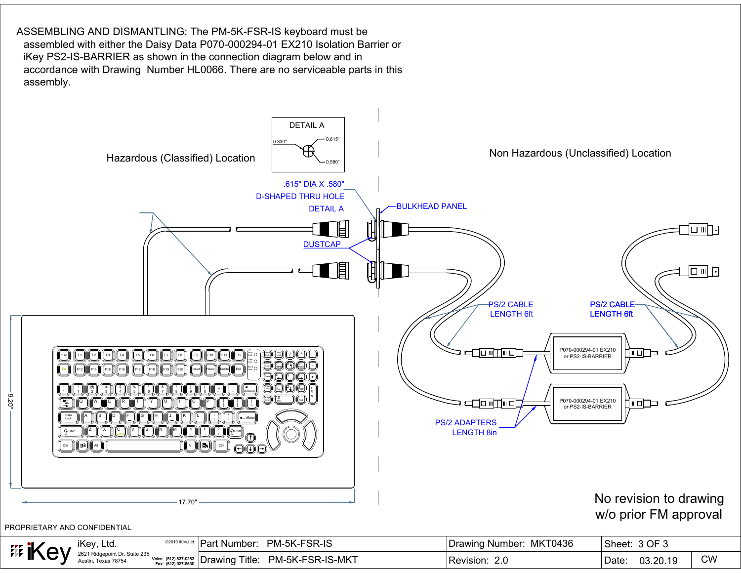ASSEMBLING AND DISMANTLING: The PM-5K-FSR-IS keyboard must be assembled with either the Daisy Data P070-000294-01 EX210 Isolation Barrier or iKey PS2-IS-BARRIER as shown in the connection diagram below and in accordance with Drawing Number HL0066. There are no serviceable parts in this assembly.

DETAIL A

0.330"

0.615"

0.580"

Hazardous (Classified) Location

Non Hazardous (Unclassified) Location

.615" DIA X .580"
D-SHAPED THRU HOLE
DETAIL A

BULKHEAD PANEL

DUSTCAP

PS/2 CABLE
LENGTH 6ft

PS/2 CABLE
LENGTH 6ft

P070-000294-01 EX210
or PS2-IS-BARRIER

P070-000294-01 EX210
or PS2-IS-BARRIER

PS/2 ADAPTERS
LENGTH 8in

9.20"

17.70"

No revision to drawing
w/o prior FM approval

PROPRIETARY AND CONFIDENTIAL

| | | | |
|---|---|---|---|
| iKey, Ltd. 2621 Ridgepoint Dr. Suite 235 Austin, Texas 78754 ©2019 iKey,Ltd. Voice: (512) 837-0283 Fax: (512) 927-8530 | Part Number: PM-5K-FSR-IS | Drawing Number: MKT0436 | Sheet: 3 OF 3 |
| | Drawing Title: PM-5K-FSR-IS-MKT | Revision: 2.0 | Date: 03.20.19 CW |